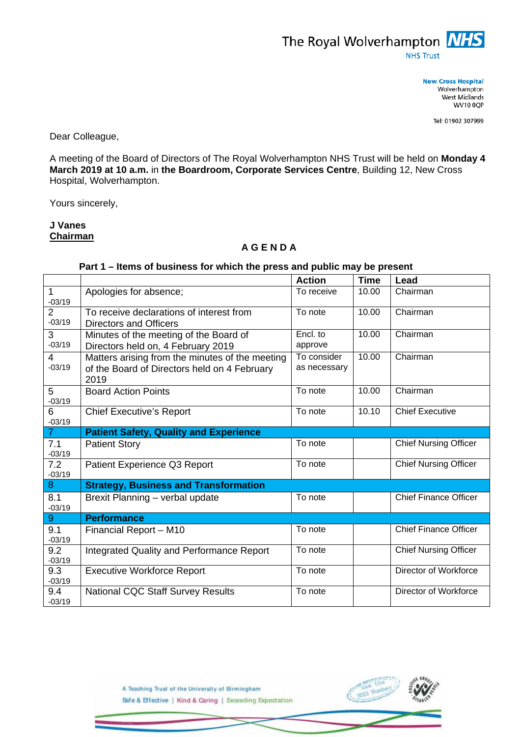The Royal Wolverhampton NHS Trust

New Cross Hospital
Wolverhampton
West Midlands
WV10 0QP

Tel: 01902 307999

Dear Colleague,

A meeting of the Board of Directors of The Royal Wolverhampton NHS Trust will be held on **Monday 4 March 2019 at 10 a.m.** in **the Boardroom, Corporate Services Centre**, Building 12, New Cross Hospital, Wolverhampton.

Yours sincerely,

**J Vanes**
**Chairman**

## A G E N D A

### Part 1 – Items of business for which the press and public may be present

| | | Action | Time | Lead |
|---|---|---|---|---|
| 1 -03/19 | Apologies for absence; | To receive | 10.00 | Chairman |
| 2 -03/19 | To receive declarations of interest from Directors and Officers | To note | 10.00 | Chairman |
| 3 -03/19 | Minutes of the meeting of the Board of Directors held on, 4 February 2019 | Encl. to approve | 10.00 | Chairman |
| 4 -03/19 | Matters arising from the minutes of the meeting of the Board of Directors held on 4 February 2019 | To consider as necessary | 10.00 | Chairman |
| 5 -03/19 | Board Action Points | To note | 10.00 | Chairman |
| 6 -03/19 | Chief Executive's Report | To note | 10.10 | Chief Executive |
| 7 | **Patient Safety, Quality and Experience** | | | |
| 7.1 -03/19 | Patient Story | To note | | Chief Nursing Officer |
| 7.2 -03/19 | Patient Experience Q3 Report | To note | | Chief Nursing Officer |
| 8 | **Strategy, Business and Transformation** | | | |
| 8.1 -03/19 | Brexit Planning – verbal update | To note | | Chief Finance Officer |
| 9 | **Performance** | | | |
| 9.1 -03/19 | Financial Report – M10 | To note | | Chief Finance Officer |
| 9.2 -03/19 | Integrated Quality and Performance Report | To note | | Chief Nursing Officer |
| 9.3 -03/19 | Executive Workforce Report | To note | | Director of Workforce |
| 9.4 -03/19 | National CQC Staff Survey Results | To note | | Director of Workforce |

A Teaching Trust of the University of Birmingham
Safe & Effective | Kind & Caring | Exceeding Expectation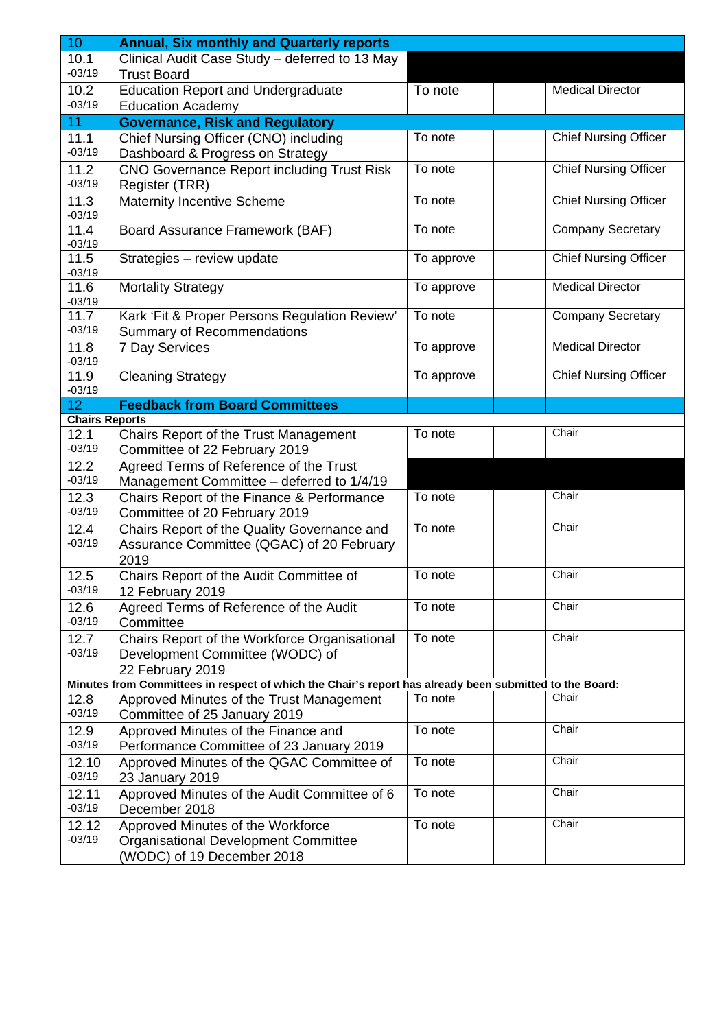| 10 | **Annual, Six monthly and Quarterly reports** | | | |
|---|---|---|---|---|
| 10.1 -03/19 | Clinical Audit Case Study – deferred to 13 May Trust Board | | | |
| 10.2 -03/19 | Education Report and Undergraduate Education Academy | To note | | Medical Director |
| 11 | **Governance, Risk and Regulatory** | | | |
| 11.1 -03/19 | Chief Nursing Officer (CNO) including Dashboard & Progress on Strategy | To note | | Chief Nursing Officer |
| 11.2 -03/19 | CNO Governance Report including Trust Risk Register (TRR) | To note | | Chief Nursing Officer |
| 11.3 -03/19 | Maternity Incentive Scheme | To note | | Chief Nursing Officer |
| 11.4 -03/19 | Board Assurance Framework (BAF) | To note | | Company Secretary |
| 11.5 -03/19 | Strategies – review update | To approve | | Chief Nursing Officer |
| 11.6 -03/19 | Mortality Strategy | To approve | | Medical Director |
| 11.7 -03/19 | Kark 'Fit & Proper Persons Regulation Review' Summary of Recommendations | To note | | Company Secretary |
| 11.8 -03/19 | 7 Day Services | To approve | | Medical Director |
| 11.9 -03/19 | Cleaning Strategy | To approve | | Chief Nursing Officer |
| 12 | **Feedback from Board Committees** | | | |
| **Chairs Reports** | | | | |
| 12.1 -03/19 | Chairs Report of the Trust Management Committee of 22 February 2019 | To note | | Chair |
| 12.2 -03/19 | Agreed Terms of Reference of the Trust Management Committee – deferred to 1/4/19 | | | |
| 12.3 -03/19 | Chairs Report of the Finance & Performance Committee of 20 February 2019 | To note | | Chair |
| 12.4 -03/19 | Chairs Report of the Quality Governance and Assurance Committee (QGAC) of 20 February 2019 | To note | | Chair |
| 12.5 -03/19 | Chairs Report of the Audit Committee of 12 February 2019 | To note | | Chair |
| 12.6 -03/19 | Agreed Terms of Reference of the Audit Committee | To note | | Chair |
| 12.7 -03/19 | Chairs Report of the Workforce Organisational Development Committee (WODC) of 22 February 2019 | To note | | Chair |
| **Minutes from Committees in respect of which the Chair's report has already been submitted to the Board:** | | | | |
| 12.8 -03/19 | Approved Minutes of the Trust Management Committee of 25 January 2019 | To note | | Chair |
| 12.9 -03/19 | Approved Minutes of the Finance and Performance Committee of 23 January 2019 | To note | | Chair |
| 12.10 -03/19 | Approved Minutes of the QGAC Committee of 23 January 2019 | To note | | Chair |
| 12.11 -03/19 | Approved Minutes of the Audit Committee of 6 December 2018 | To note | | Chair |
| 12.12 -03/19 | Approved Minutes of the Workforce Organisational Development Committee (WODC) of 19 December 2018 | To note | | Chair |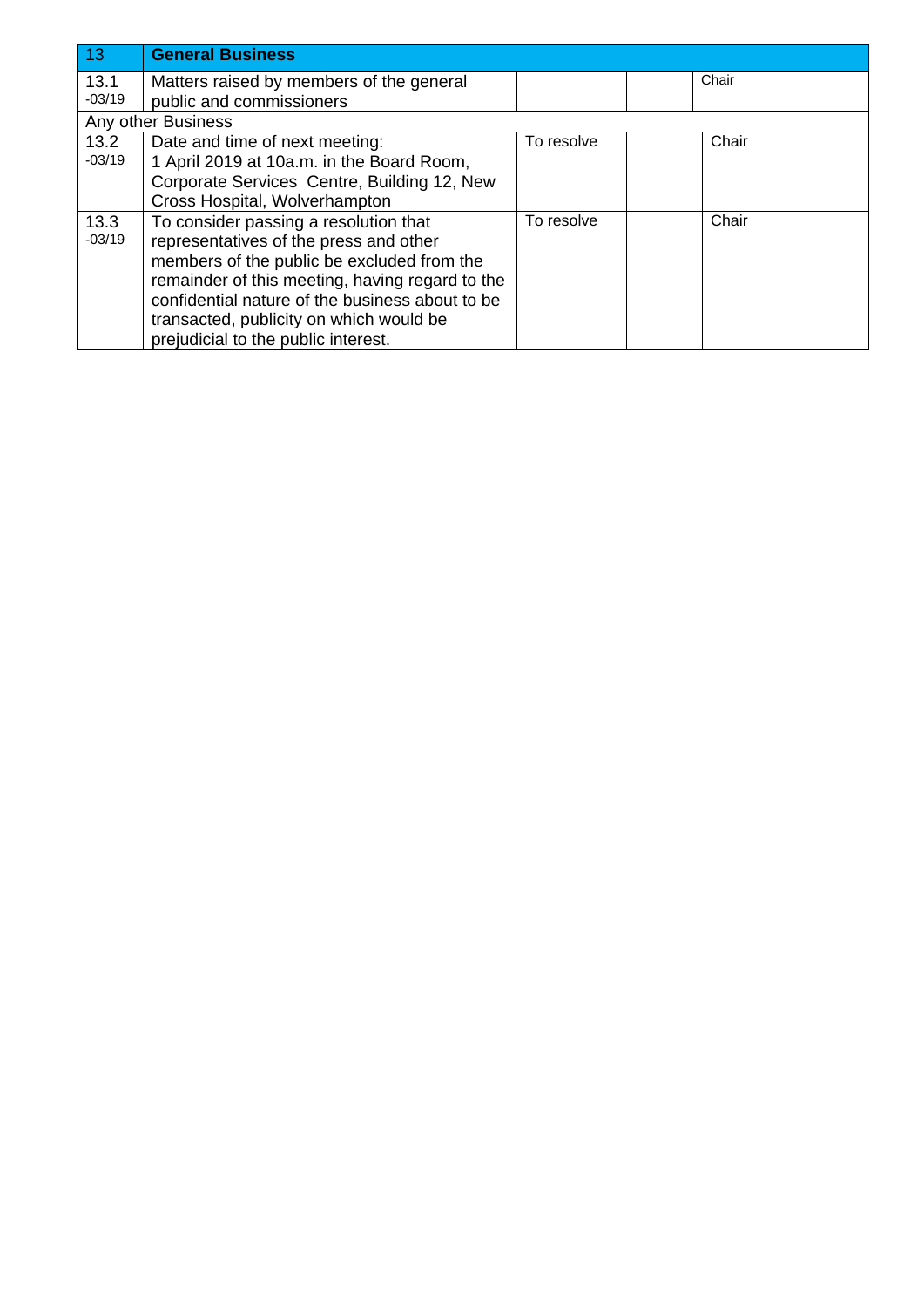| 13 | **General Business** | | | |
|---|---|---|---|---|
| 13.1 -03/19 | Matters raised by members of the general public and commissioners | | | Chair |
| Any other Business | | | | |
| 13.2 -03/19 | Date and time of next meeting: 1 April 2019 at 10a.m. in the Board Room, Corporate Services Centre, Building 12, New Cross Hospital, Wolverhampton | To resolve | | Chair |
| 13.3 -03/19 | To consider passing a resolution that representatives of the press and other members of the public be excluded from the remainder of this meeting, having regard to the confidential nature of the business about to be transacted, publicity on which would be prejudicial to the public interest. | To resolve | | Chair |